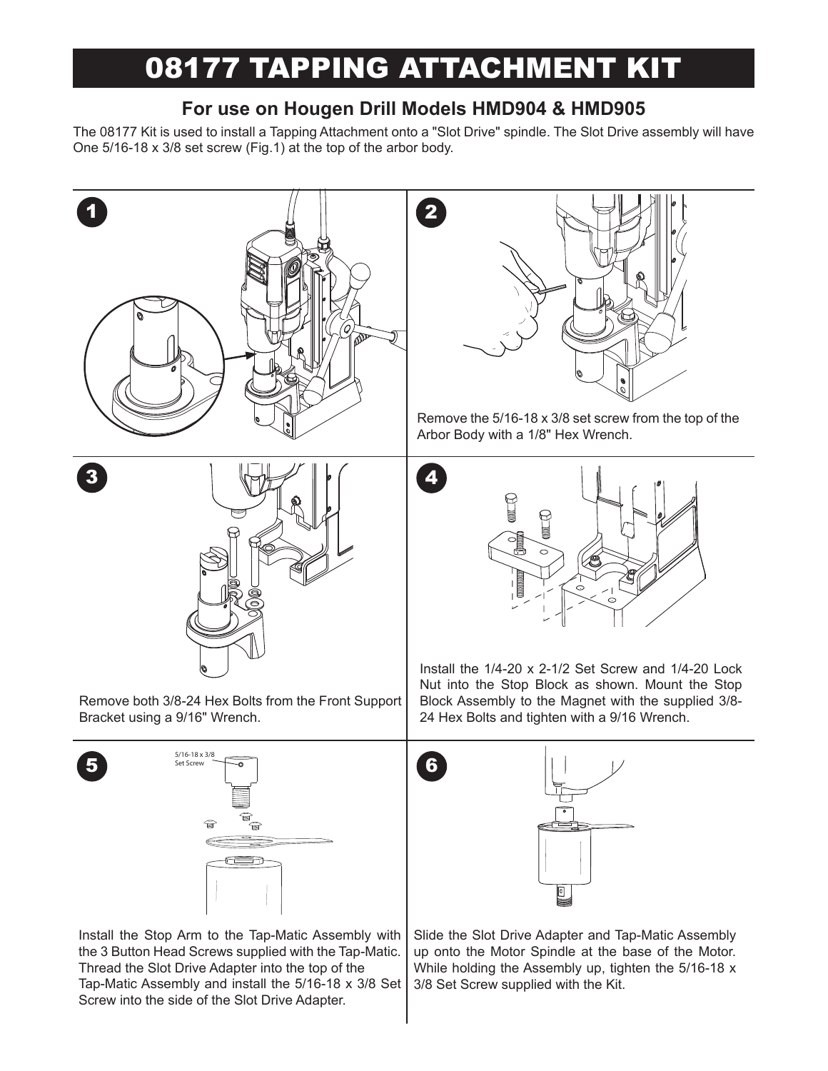# 08177 TAPPING ATTACHMENT KIT

## For use on Hougen Drill Models HMD904 & HMD905

The 08177 Kit is used to install a Tapping Attachment onto a "Slot Drive" spindle. The Slot Drive assembly will have One 5/16-18 x 3/8 set screw (Fig.1) at the top of the arbor body.

**1**

**2**

Remove the 5/16-18 x 3/8 set screw from the top of the Arbor Body with a 1/8" Hex Wrench.

**3**

Remove both 3/8-24 Hex Bolts from the Front Support Bracket using a 9/16" Wrench.

**4**

Install the 1/4-20 x 2-1/2 Set Screw and 1/4-20 Lock Nut into the Stop Block as shown. Mount the Stop Block Assembly to the Magnet with the supplied 3/8-24 Hex Bolts and tighten with a 9/16 Wrench.

**5**

5/16-18 x 3/8 Set Screw

Install the Stop Arm to the Tap-Matic Assembly with the 3 Button Head Screws supplied with the Tap-Matic. Thread the Slot Drive Adapter into the top of the Tap-Matic Assembly and install the 5/16-18 x 3/8 Set Screw into the side of the Slot Drive Adapter.

**6**

Slide the Slot Drive Adapter and Tap-Matic Assembly up onto the Motor Spindle at the base of the Motor. While holding the Assembly up, tighten the 5/16-18 x 3/8 Set Screw supplied with the Kit.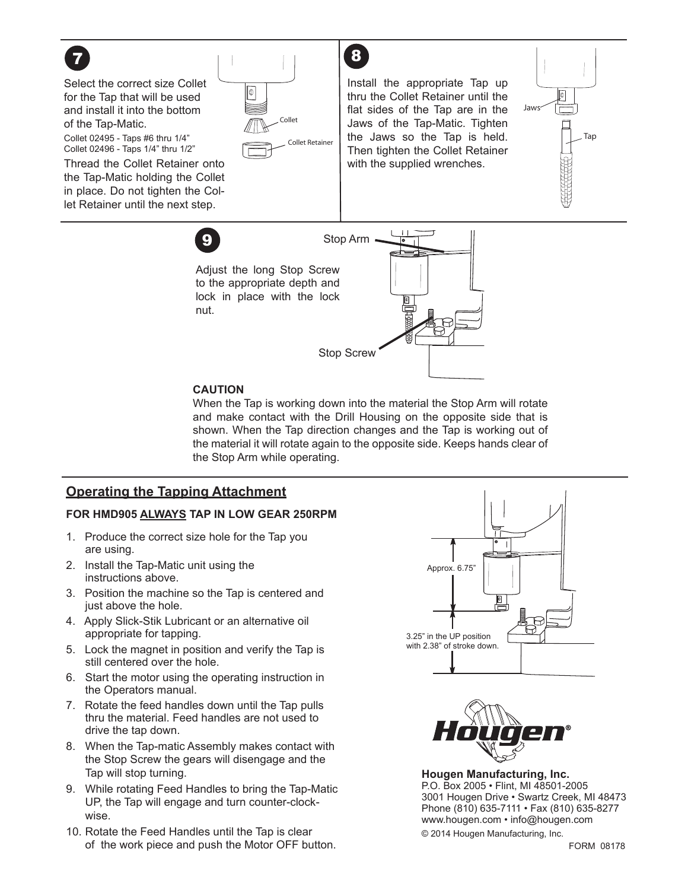**7**

Select the correct size Collet for the Tap that will be used and install it into the bottom of the Tap-Matic.

Collet 02495 - Taps #6 thru 1/4"
Collet 02496 - Taps 1/4" thru 1/2"

Thread the Collet Retainer onto the Tap-Matic holding the Collet in place. Do not tighten the Collet Retainer until the next step.

Collet

Collet Retainer

**8**

Install the appropriate Tap up thru the Collet Retainer until the flat sides of the Tap are in the Jaws of the Tap-Matic. Tighten the Jaws so the Tap is held. Then tighten the Collet Retainer with the supplied wrenches.

Jaws

Tap

**9**

Adjust the long Stop Screw to the appropriate depth and lock in place with the lock nut.

Stop Arm

Stop Screw

**CAUTION**

When the Tap is working down into the material the Stop Arm will rotate and make contact with the Drill Housing on the opposite side that is shown. When the Tap direction changes and the Tap is working out of the material it will rotate again to the opposite side. Keeps hands clear of the Stop Arm while operating.

## Operating the Tapping Attachment

**FOR HMD905 ALWAYS TAP IN LOW GEAR 250RPM**

1. Produce the correct size hole for the Tap you are using.
2. Install the Tap-Matic unit using the instructions above.
3. Position the machine so the Tap is centered and just above the hole.
4. Apply Slick-Stik Lubricant or an alternative oil appropriate for tapping.
5. Lock the magnet in position and verify the Tap is still centered over the hole.
6. Start the motor using the operating instruction in the Operators manual.
7. Rotate the feed handles down until the Tap pulls thru the material. Feed handles are not used to drive the tap down.
8. When the Tap-matic Assembly makes contact with the Stop Screw the gears will disengage and the Tap will stop turning.
9. While rotating Feed Handles to bring the Tap-Matic UP, the Tap will engage and turn counter-clock-wise.
10. Rotate the Feed Handles until the Tap is clear of the work piece and push the Motor OFF button.

Approx. 6.75"

3.25" in the UP position with 2.38" of stroke down.

Hougen®

**Hougen Manufacturing, Inc.**
P.O. Box 2005 • Flint, MI 48501-2005
3001 Hougen Drive • Swartz Creek, MI 48473
Phone (810) 635-7111 • Fax (810) 635-8277
www.hougen.com • info@hougen.com
© 2014 Hougen Manufacturing, Inc.

FORM 08178